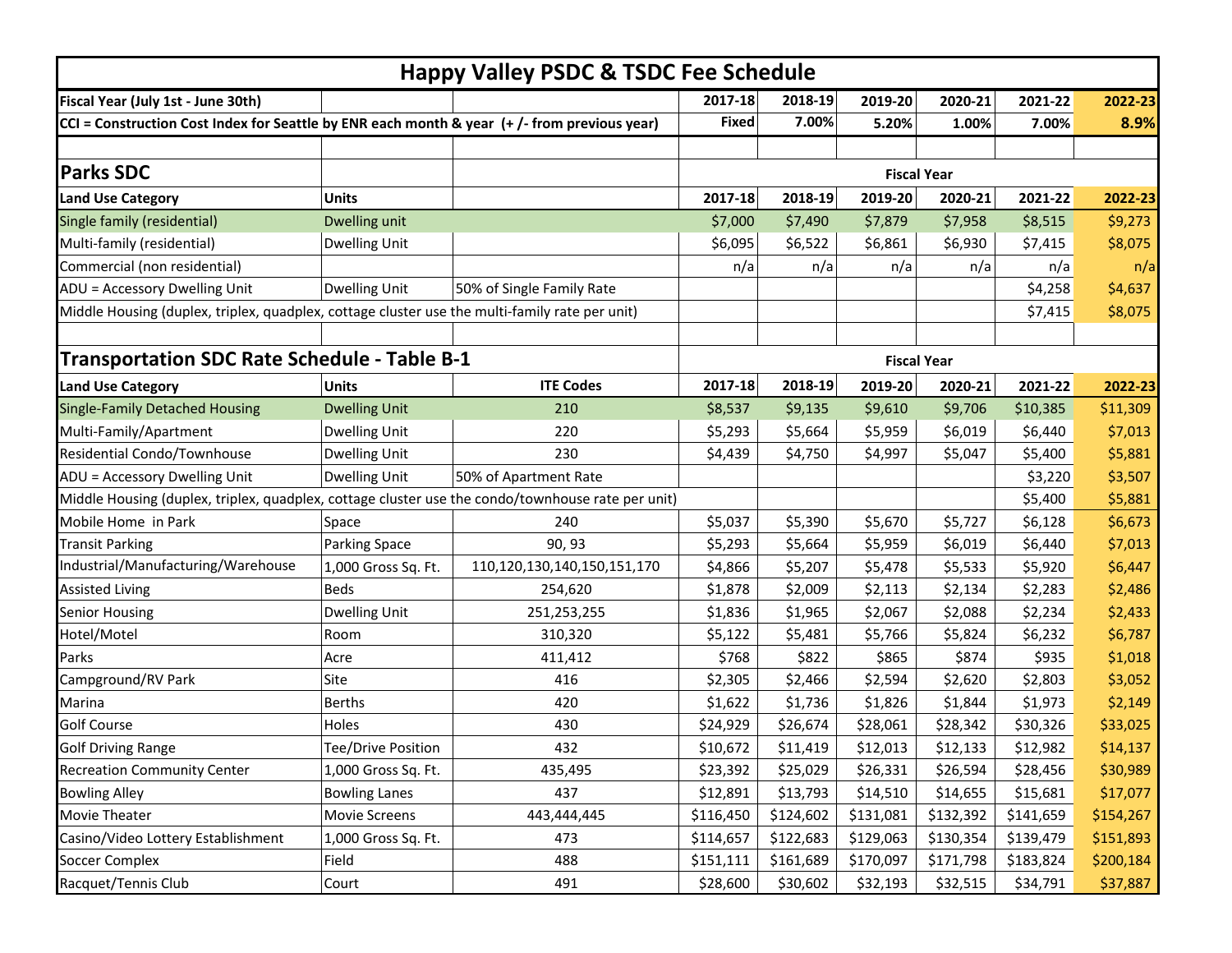# Happy Valley PSDC & TSDC Fee Schedule

| Fiscal Year (July 1st - June 30th) | | | 2017-18 | 2018-19 | 2019-20 | 2020-21 | 2021-22 | 2022-23 |
|---|---|---|---|---|---|---|---|---|
| CCI = Construction Cost Index for Seattle by ENR each month & year (+ /- from previous year) | | | Fixed | 7.00% | 5.20% | 1.00% | 7.00% | 8.9% |

## Parks SDC

| Land Use Category | Units | | 2017-18 | 2018-19 | 2019-20 | 2020-21 | 2021-22 | 2022-23 |
|---|---|---|---|---|---|---|---|---|
| | | | Fiscal Year | | | | | |
| Single family (residential) | Dwelling unit | | $7,000 | $7,490 | $7,879 | $7,958 | $8,515 | $9,273 |
| Multi-family (residential) | Dwelling Unit | | $6,095 | $6,522 | $6,861 | $6,930 | $7,415 | $8,075 |
| Commercial (non residential) | | | n/a | n/a | n/a | n/a | n/a | n/a |
| ADU = Accessory Dwelling Unit | Dwelling Unit | 50% of Single Family Rate | | | | | $4,258 | $4,637 |
| Middle Housing (duplex, triplex, quadplex, cottage cluster use the multi-family rate per unit) | | | | | | | $7,415 | $8,075 |

## Transportation SDC Rate Schedule - Table B-1

| Land Use Category | Units | ITE Codes | 2017-18 | 2018-19 | 2019-20 | 2020-21 | 2021-22 | 2022-23 |
|---|---|---|---|---|---|---|---|---|
| | | | Fiscal Year | | | | | |
| Single-Family Detached Housing | Dwelling Unit | 210 | $8,537 | $9,135 | $9,610 | $9,706 | $10,385 | $11,309 |
| Multi-Family/Apartment | Dwelling Unit | 220 | $5,293 | $5,664 | $5,959 | $6,019 | $6,440 | $7,013 |
| Residential Condo/Townhouse | Dwelling Unit | 230 | $4,439 | $4,750 | $4,997 | $5,047 | $5,400 | $5,881 |
| ADU = Accessory Dwelling Unit | Dwelling Unit | 50% of Apartment Rate | | | | | $3,220 | $3,507 |
| Middle Housing (duplex, triplex, quadplex, cottage cluster use the condo/townhouse rate per unit) | | | | | | | $5,400 | $5,881 |
| Mobile Home in Park | Space | 240 | $5,037 | $5,390 | $5,670 | $5,727 | $6,128 | $6,673 |
| Transit Parking | Parking Space | 90, 93 | $5,293 | $5,664 | $5,959 | $6,019 | $6,440 | $7,013 |
| Industrial/Manufacturing/Warehouse | 1,000 Gross Sq. Ft. | 110,120,130,140,150,151,170 | $4,866 | $5,207 | $5,478 | $5,533 | $5,920 | $6,447 |
| Assisted Living | Beds | 254,620 | $1,878 | $2,009 | $2,113 | $2,134 | $2,283 | $2,486 |
| Senior Housing | Dwelling Unit | 251,253,255 | $1,836 | $1,965 | $2,067 | $2,088 | $2,234 | $2,433 |
| Hotel/Motel | Room | 310,320 | $5,122 | $5,481 | $5,766 | $5,824 | $6,232 | $6,787 |
| Parks | Acre | 411,412 | $768 | $822 | $865 | $874 | $935 | $1,018 |
| Campground/RV Park | Site | 416 | $2,305 | $2,466 | $2,594 | $2,620 | $2,803 | $3,052 |
| Marina | Berths | 420 | $1,622 | $1,736 | $1,826 | $1,844 | $1,973 | $2,149 |
| Golf Course | Holes | 430 | $24,929 | $26,674 | $28,061 | $28,342 | $30,326 | $33,025 |
| Golf Driving Range | Tee/Drive Position | 432 | $10,672 | $11,419 | $12,013 | $12,133 | $12,982 | $14,137 |
| Recreation Community Center | 1,000 Gross Sq. Ft. | 435,495 | $23,392 | $25,029 | $26,331 | $26,594 | $28,456 | $30,989 |
| Bowling Alley | Bowling Lanes | 437 | $12,891 | $13,793 | $14,510 | $14,655 | $15,681 | $17,077 |
| Movie Theater | Movie Screens | 443,444,445 | $116,450 | $124,602 | $131,081 | $132,392 | $141,659 | $154,267 |
| Casino/Video Lottery Establishment | 1,000 Gross Sq. Ft. | 473 | $114,657 | $122,683 | $129,063 | $130,354 | $139,479 | $151,893 |
| Soccer Complex | Field | 488 | $151,111 | $161,689 | $170,097 | $171,798 | $183,824 | $200,184 |
| Racquet/Tennis Club | Court | 491 | $28,600 | $30,602 | $32,193 | $32,515 | $34,791 | $37,887 |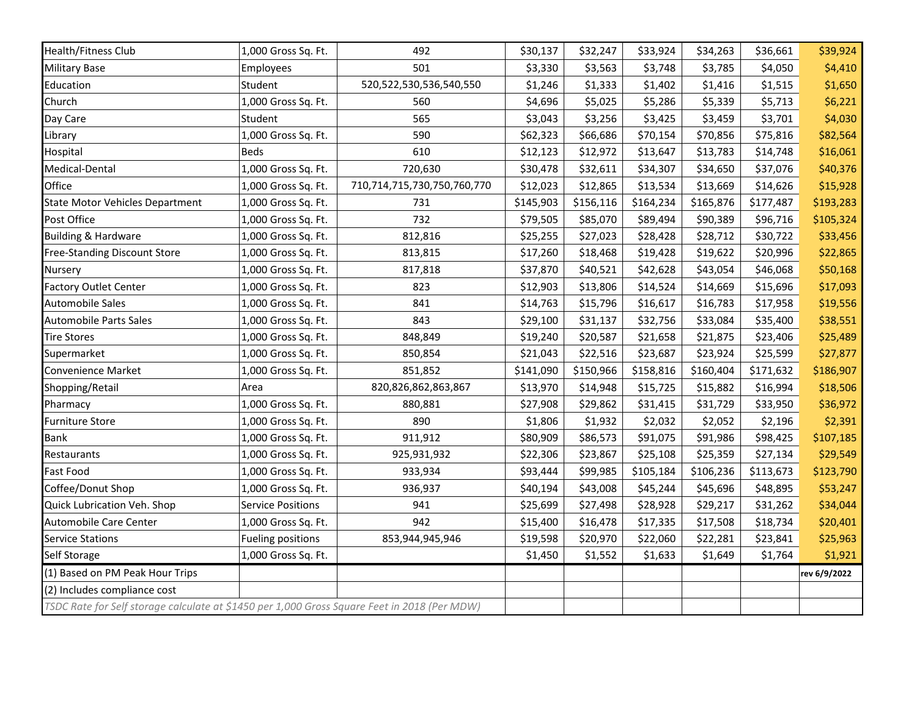| | | | | | | | | |
|---|---|---|---|---|---|---|---|---|
| Health/Fitness Club | 1,000 Gross Sq. Ft. | 492 | $30,137 | $32,247 | $33,924 | $34,263 | $36,661 | $39,924 |
| Military Base | Employees | 501 | $3,330 | $3,563 | $3,748 | $3,785 | $4,050 | $4,410 |
| Education | Student | 520,522,530,536,540,550 | $1,246 | $1,333 | $1,402 | $1,416 | $1,515 | $1,650 |
| Church | 1,000 Gross Sq. Ft. | 560 | $4,696 | $5,025 | $5,286 | $5,339 | $5,713 | $6,221 |
| Day Care | Student | 565 | $3,043 | $3,256 | $3,425 | $3,459 | $3,701 | $4,030 |
| Library | 1,000 Gross Sq. Ft. | 590 | $62,323 | $66,686 | $70,154 | $70,856 | $75,816 | $82,564 |
| Hospital | Beds | 610 | $12,123 | $12,972 | $13,647 | $13,783 | $14,748 | $16,061 |
| Medical-Dental | 1,000 Gross Sq. Ft. | 720,630 | $30,478 | $32,611 | $34,307 | $34,650 | $37,076 | $40,376 |
| Office | 1,000 Gross Sq. Ft. | 710,714,715,730,750,760,770 | $12,023 | $12,865 | $13,534 | $13,669 | $14,626 | $15,928 |
| State Motor Vehicles Department | 1,000 Gross Sq. Ft. | 731 | $145,903 | $156,116 | $164,234 | $165,876 | $177,487 | $193,283 |
| Post Office | 1,000 Gross Sq. Ft. | 732 | $79,505 | $85,070 | $89,494 | $90,389 | $96,716 | $105,324 |
| Building & Hardware | 1,000 Gross Sq. Ft. | 812,816 | $25,255 | $27,023 | $28,428 | $28,712 | $30,722 | $33,456 |
| Free-Standing Discount Store | 1,000 Gross Sq. Ft. | 813,815 | $17,260 | $18,468 | $19,428 | $19,622 | $20,996 | $22,865 |
| Nursery | 1,000 Gross Sq. Ft. | 817,818 | $37,870 | $40,521 | $42,628 | $43,054 | $46,068 | $50,168 |
| Factory Outlet Center | 1,000 Gross Sq. Ft. | 823 | $12,903 | $13,806 | $14,524 | $14,669 | $15,696 | $17,093 |
| Automobile Sales | 1,000 Gross Sq. Ft. | 841 | $14,763 | $15,796 | $16,617 | $16,783 | $17,958 | $19,556 |
| Automobile Parts Sales | 1,000 Gross Sq. Ft. | 843 | $29,100 | $31,137 | $32,756 | $33,084 | $35,400 | $38,551 |
| Tire Stores | 1,000 Gross Sq. Ft. | 848,849 | $19,240 | $20,587 | $21,658 | $21,875 | $23,406 | $25,489 |
| Supermarket | 1,000 Gross Sq. Ft. | 850,854 | $21,043 | $22,516 | $23,687 | $23,924 | $25,599 | $27,877 |
| Convenience Market | 1,000 Gross Sq. Ft. | 851,852 | $141,090 | $150,966 | $158,816 | $160,404 | $171,632 | $186,907 |
| Shopping/Retail | Area | 820,826,862,863,867 | $13,970 | $14,948 | $15,725 | $15,882 | $16,994 | $18,506 |
| Pharmacy | 1,000 Gross Sq. Ft. | 880,881 | $27,908 | $29,862 | $31,415 | $31,729 | $33,950 | $36,972 |
| Furniture Store | 1,000 Gross Sq. Ft. | 890 | $1,806 | $1,932 | $2,032 | $2,052 | $2,196 | $2,391 |
| Bank | 1,000 Gross Sq. Ft. | 911,912 | $80,909 | $86,573 | $91,075 | $91,986 | $98,425 | $107,185 |
| Restaurants | 1,000 Gross Sq. Ft. | 925,931,932 | $22,306 | $23,867 | $25,108 | $25,359 | $27,134 | $29,549 |
| Fast Food | 1,000 Gross Sq. Ft. | 933,934 | $93,444 | $99,985 | $105,184 | $106,236 | $113,673 | $123,790 |
| Coffee/Donut Shop | 1,000 Gross Sq. Ft. | 936,937 | $40,194 | $43,008 | $45,244 | $45,696 | $48,895 | $53,247 |
| Quick Lubrication Veh. Shop | Service Positions | 941 | $25,699 | $27,498 | $28,928 | $29,217 | $31,262 | $34,044 |
| Automobile Care Center | 1,000 Gross Sq. Ft. | 942 | $15,400 | $16,478 | $17,335 | $17,508 | $18,734 | $20,401 |
| Service Stations | Fueling positions | 853,944,945,946 | $19,598 | $20,970 | $22,060 | $22,281 | $23,841 | $25,963 |
| Self Storage | 1,000 Gross Sq. Ft. | | $1,450 | $1,552 | $1,633 | $1,649 | $1,764 | $1,921 |
| (1) Based on PM Peak Hour Trips | | | | | | | | **rev 6/9/2022** |
| (2) Includes compliance cost | | | | | | | | |
| *TSDC Rate for Self storage calculate at $1450 per 1,000 Gross Square Feet in 2018 (Per MDW)* | | | | | | | | |